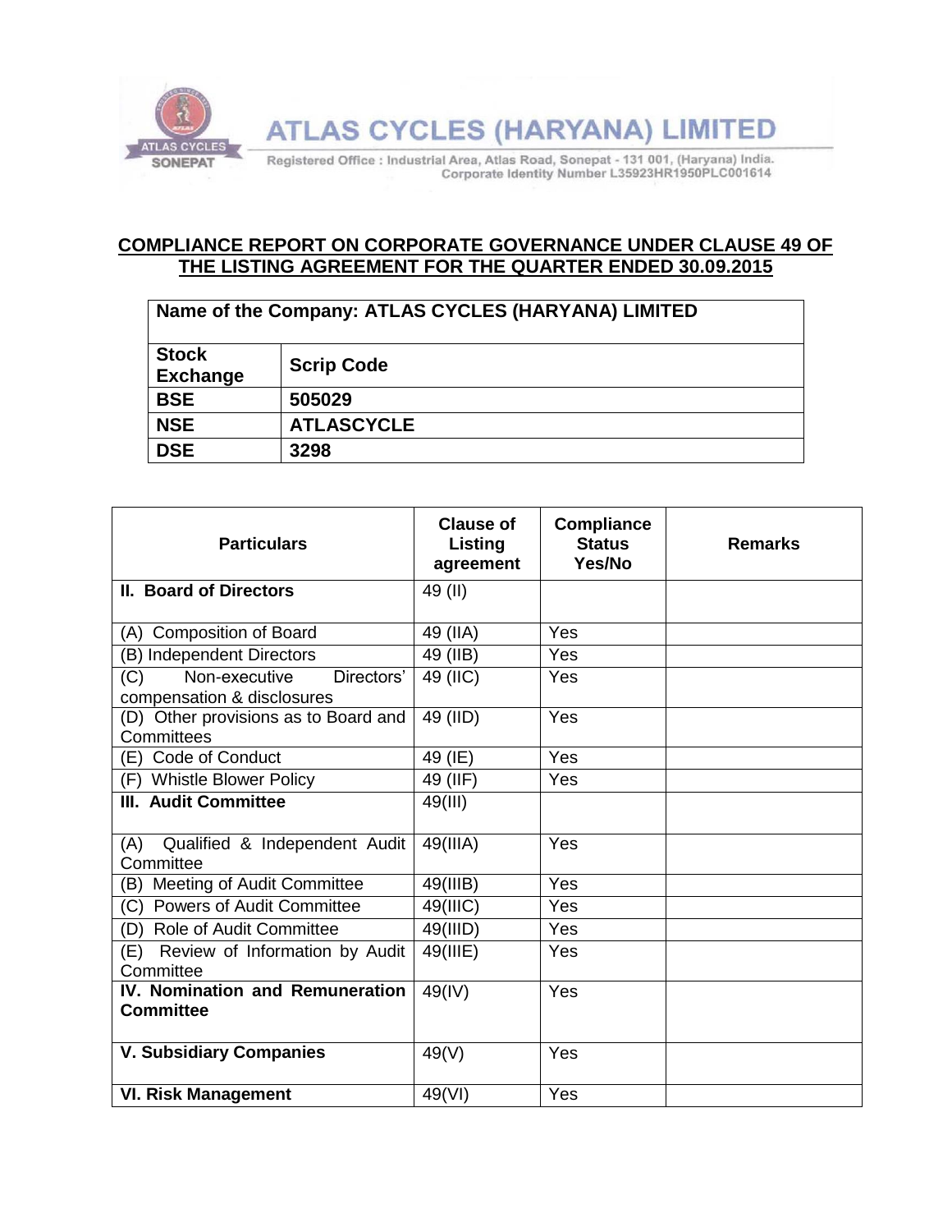# ATLAS CYCLES (HARYANA) LIMITED

Registered Office : Industrial Area, Atlas Road, Sonepat - 131 001, (Haryana) India.
Corporate Identity Number L35923HR1950PLC001614

## COMPLIANCE REPORT ON CORPORATE GOVERNANCE UNDER CLAUSE 49 OF THE LISTING AGREEMENT FOR THE QUARTER ENDED 30.09.2015

| Name of the Company: ATLAS CYCLES (HARYANA) LIMITED | |
|---|---|
| **Stock Exchange** | **Scrip Code** |
| **BSE** | **505029** |
| **NSE** | **ATLASCYCLE** |
| **DSE** | **3298** |

| Particulars | Clause of Listing agreement | Compliance Status Yes/No | Remarks |
|---|---|---|---|
| **II. Board of Directors** | 49 (II) | | |
| (A) Composition of Board | 49 (IIA) | Yes | |
| (B) Independent Directors | 49 (IIB) | Yes | |
| (C) Non-executive Directors' compensation & disclosures | 49 (IIC) | Yes | |
| (D) Other provisions as to Board and Committees | 49 (IID) | Yes | |
| (E) Code of Conduct | 49 (IE) | Yes | |
| (F) Whistle Blower Policy | 49 (IIF) | Yes | |
| **III. Audit Committee** | 49(III) | | |
| (A) Qualified & Independent Audit Committee | 49(IIIA) | Yes | |
| (B) Meeting of Audit Committee | 49(IIIB) | Yes | |
| (C) Powers of Audit Committee | 49(IIIC) | Yes | |
| (D) Role of Audit Committee | 49(IIID) | Yes | |
| (E) Review of Information by Audit Committee | 49(IIIE) | Yes | |
| **IV. Nomination and Remuneration Committee** | 49(IV) | Yes | |
| **V. Subsidiary Companies** | 49(V) | Yes | |
| **VI. Risk Management** | 49(VI) | Yes | |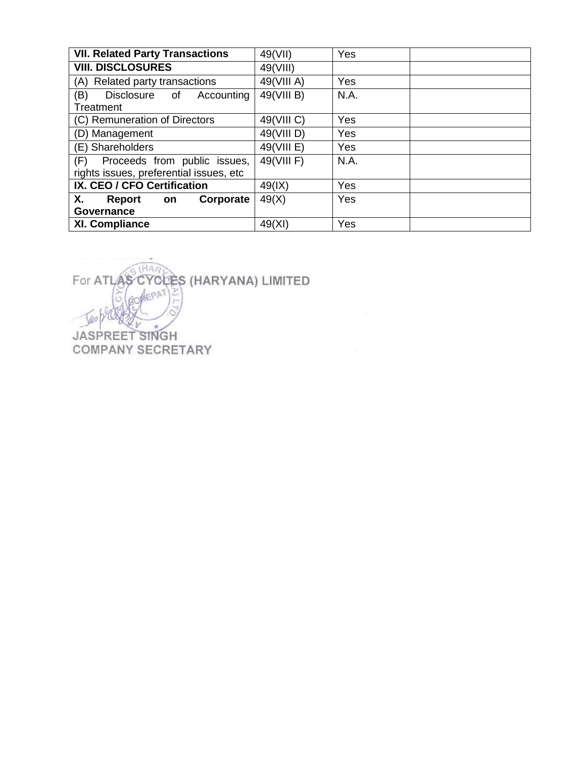| | | | |
|---|---|---|---|
| **VII. Related Party Transactions** | 49(VII) | Yes | |
| **VIII. DISCLOSURES** | 49(VIII) | | |
| (A) Related party transactions | 49(VIII A) | Yes | |
| (B) Disclosure of Accounting Treatment | 49(VIII B) | N.A. | |
| (C) Remuneration of Directors | 49(VIII C) | Yes | |
| (D) Management | 49(VIII D) | Yes | |
| (E) Shareholders | 49(VIII E) | Yes | |
| (F) Proceeds from public issues, rights issues, preferential issues, etc | 49(VIII F) | N.A. | |
| **IX. CEO / CFO Certification** | 49(IX) | Yes | |
| **X. Report on Corporate Governance** | 49(X) | Yes | |
| **XI. Compliance** | 49(XI) | Yes | |

For ATLAS CYCLES (HARYANA) LIMITED

JASPREET SINGH
COMPANY SECRETARY